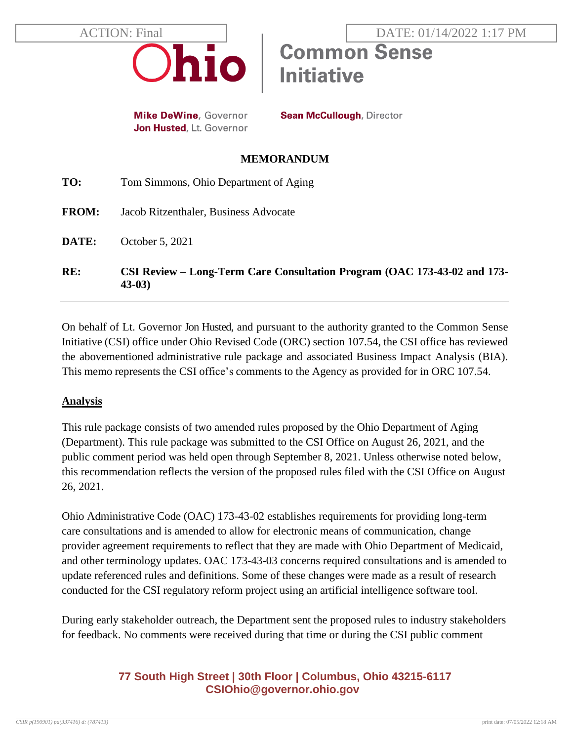ACTION: Final DATE: 01/14/2022 1:17 PM

Ohio | Common Sense Initiative

**Mike DeWine**, Governor
**Jon Husted**, Lt. Governor

**Sean McCullough**, Director

## MEMORANDUM

**TO:** Tom Simmons, Ohio Department of Aging

**FROM:** Jacob Ritzenthaler, Business Advocate

**DATE:** October 5, 2021

**RE:** **CSI Review – Long-Term Care Consultation Program (OAC 173-43-02 and 173-43-03)**

---

On behalf of Lt. Governor Jon Husted, and pursuant to the authority granted to the Common Sense Initiative (CSI) office under Ohio Revised Code (ORC) section 107.54, the CSI office has reviewed the abovementioned administrative rule package and associated Business Impact Analysis (BIA). This memo represents the CSI office's comments to the Agency as provided for in ORC 107.54.

**Analysis**

This rule package consists of two amended rules proposed by the Ohio Department of Aging (Department). This rule package was submitted to the CSI Office on August 26, 2021, and the public comment period was held open through September 8, 2021. Unless otherwise noted below, this recommendation reflects the version of the proposed rules filed with the CSI Office on August 26, 2021.

Ohio Administrative Code (OAC) 173-43-02 establishes requirements for providing long-term care consultations and is amended to allow for electronic means of communication, change provider agreement requirements to reflect that they are made with Ohio Department of Medicaid, and other terminology updates. OAC 173-43-03 concerns required consultations and is amended to update referenced rules and definitions. Some of these changes were made as a result of research conducted for the CSI regulatory reform project using an artificial intelligence software tool.

During early stakeholder outreach, the Department sent the proposed rules to industry stakeholders for feedback. No comments were received during that time or during the CSI public comment

**77 South High Street | 30th Floor | Columbus, Ohio 43215-6117**
**CSIOhio@governor.ohio.gov**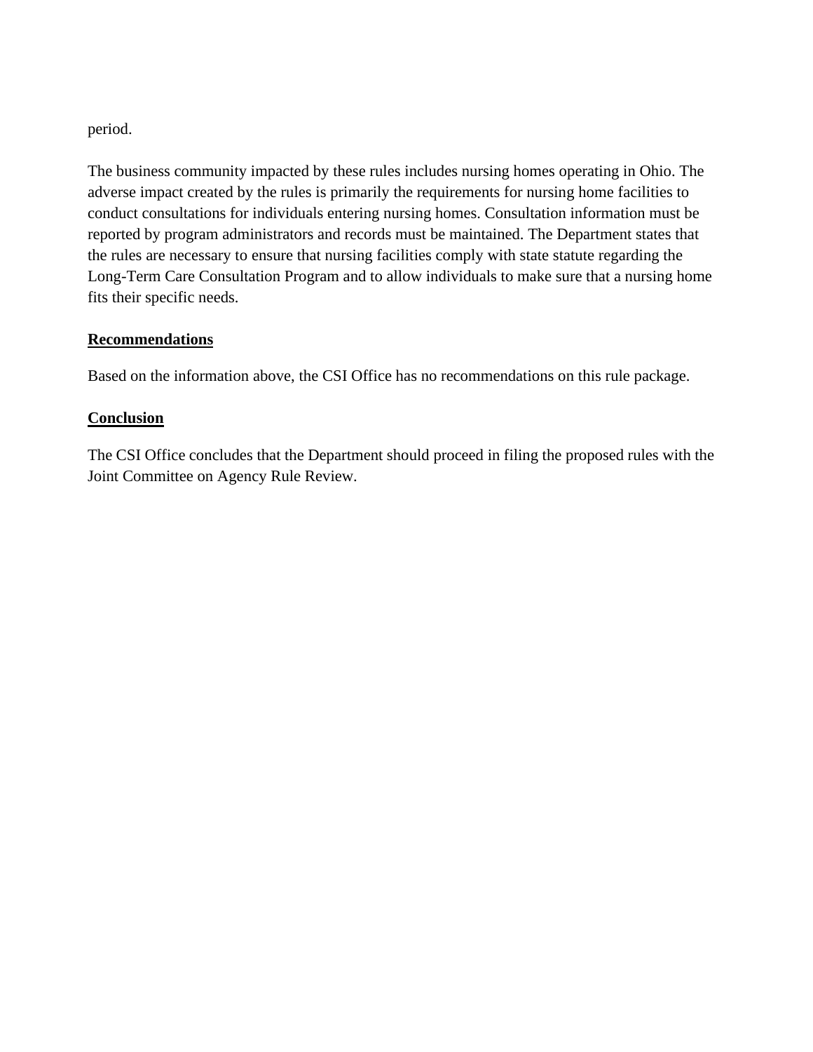period.

The business community impacted by these rules includes nursing homes operating in Ohio. The adverse impact created by the rules is primarily the requirements for nursing home facilities to conduct consultations for individuals entering nursing homes. Consultation information must be reported by program administrators and records must be maintained. The Department states that the rules are necessary to ensure that nursing facilities comply with state statute regarding the Long-Term Care Consultation Program and to allow individuals to make sure that a nursing home fits their specific needs.

## Recommendations

Based on the information above, the CSI Office has no recommendations on this rule package.

## Conclusion

The CSI Office concludes that the Department should proceed in filing the proposed rules with the Joint Committee on Agency Rule Review.